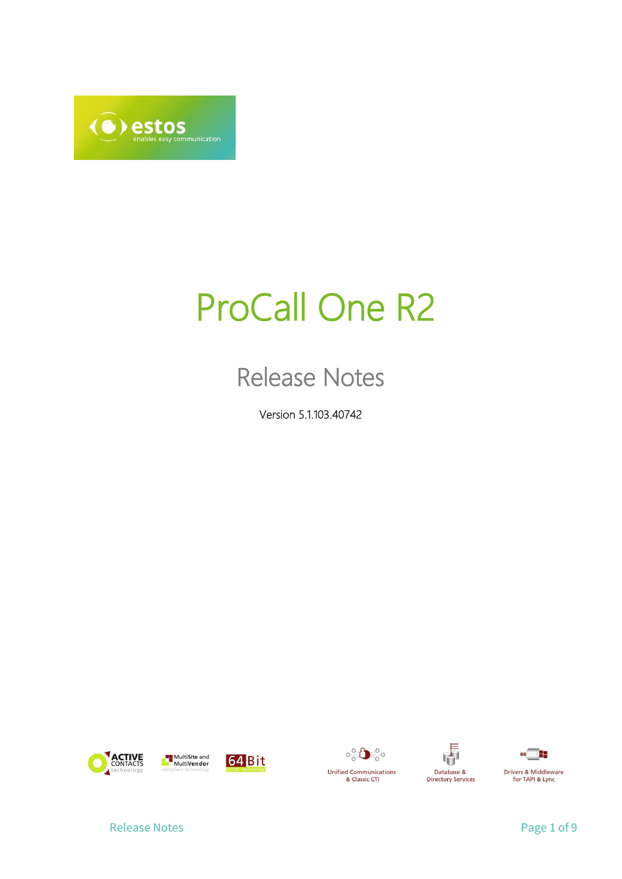# ProCall One R2

## Release Notes

Version 5.1.103.40742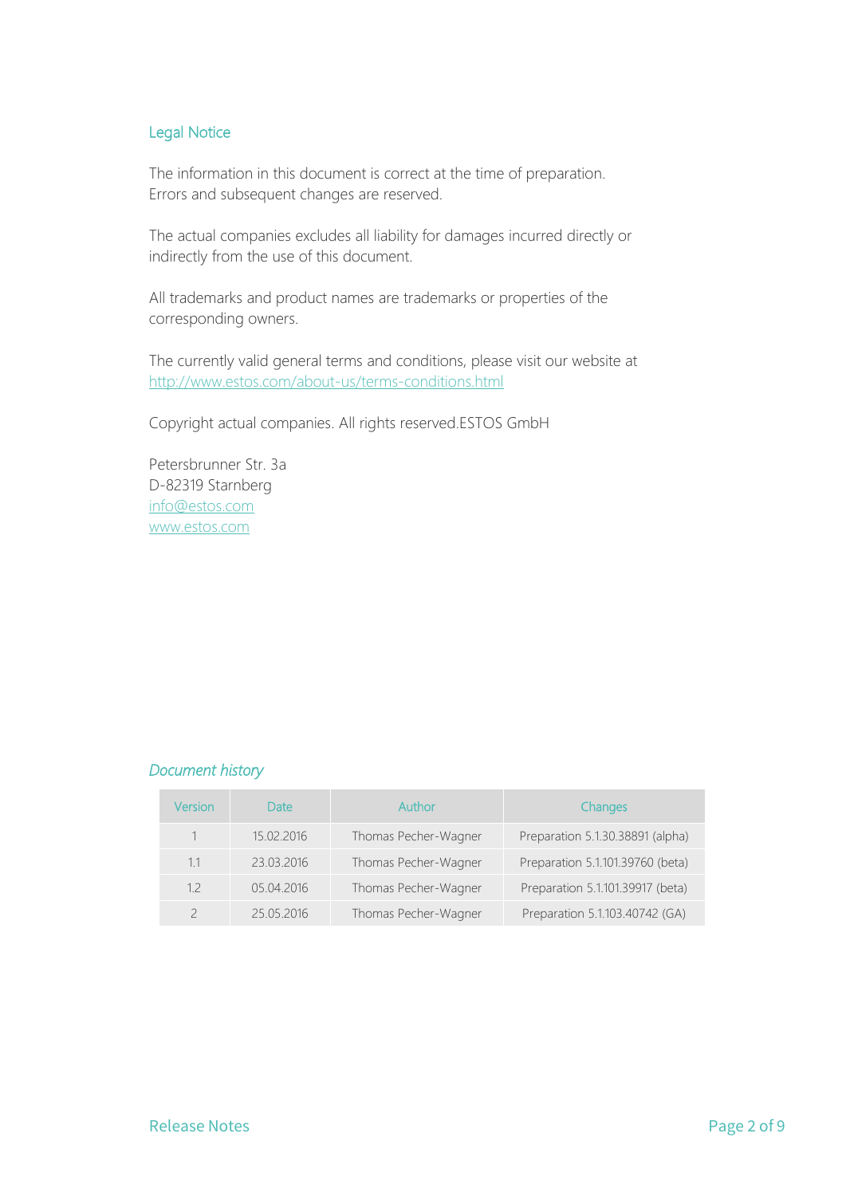## Legal Notice

The information in this document is correct at the time of preparation.
Errors and subsequent changes are reserved.

The actual companies excludes all liability for damages incurred directly or indirectly from the use of this document.

All trademarks and product names are trademarks or properties of the corresponding owners.

The currently valid general terms and conditions, please visit our website at http://www.estos.com/about-us/terms-conditions.html

Copyright actual companies. All rights reserved.ESTOS GmbH

Petersbrunner Str. 3a
D-82319 Starnberg
info@estos.com
www.estos.com

### *Document history*

| Version | Date | Author | Changes |
|---|---|---|---|
| 1 | 15.02.2016 | Thomas Pecher-Wagner | Preparation 5.1.30.38891 (alpha) |
| 1.1 | 23.03.2016 | Thomas Pecher-Wagner | Preparation 5.1.101.39760 (beta) |
| 1.2 | 05.04.2016 | Thomas Pecher-Wagner | Preparation 5.1.101.39917 (beta) |
| 2 | 25.05.2016 | Thomas Pecher-Wagner | Preparation 5.1.103.40742 (GA) |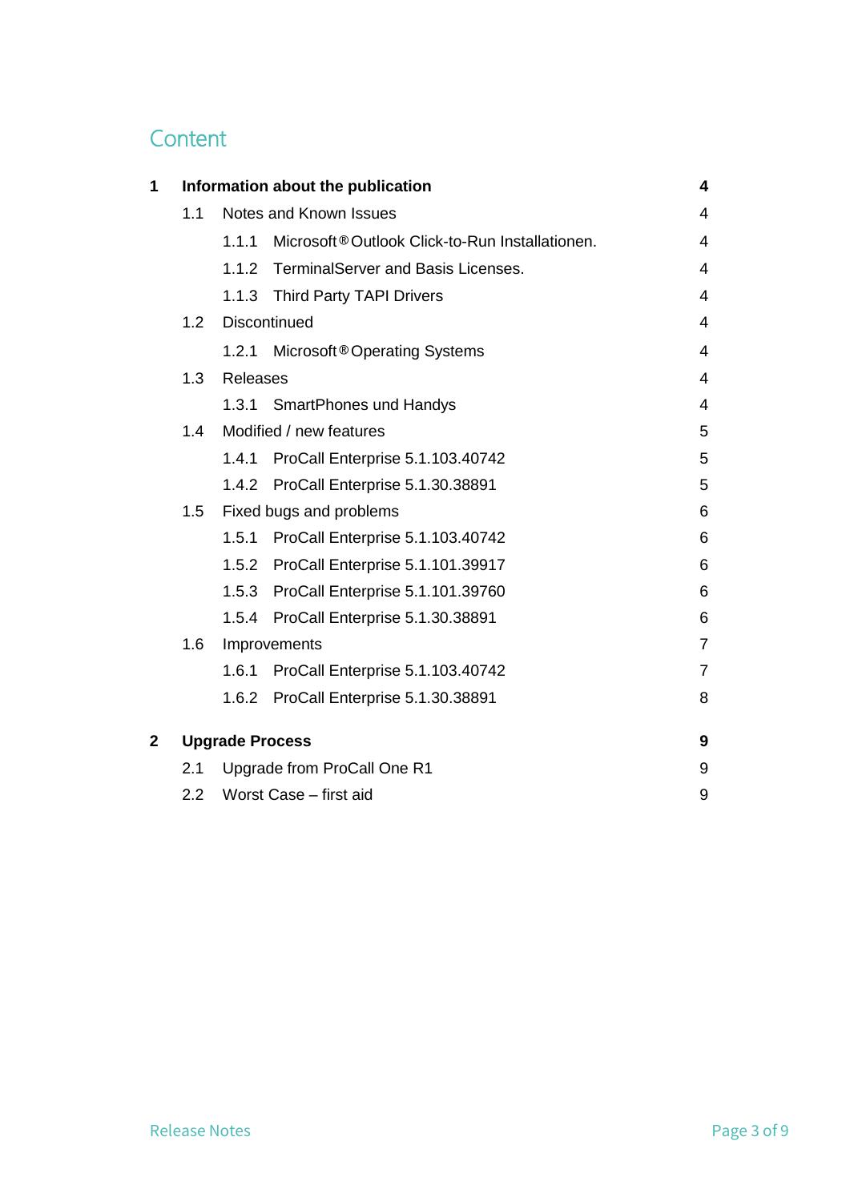# Content

| | | |
|---|---|---|
| **1** | **Information about the publication** | **4** |
| 1.1 | Notes and Known Issues | 4 |
| 1.1.1 | Microsoft® Outlook Click-to-Run Installationen. | 4 |
| 1.1.2 | TerminalServer and Basis Licenses. | 4 |
| 1.1.3 | Third Party TAPI Drivers | 4 |
| 1.2 | Discontinued | 4 |
| 1.2.1 | Microsoft® Operating Systems | 4 |
| 1.3 | Releases | 4 |
| 1.3.1 | SmartPhones und Handys | 4 |
| 1.4 | Modified / new features | 5 |
| 1.4.1 | ProCall Enterprise 5.1.103.40742 | 5 |
| 1.4.2 | ProCall Enterprise 5.1.30.38891 | 5 |
| 1.5 | Fixed bugs and problems | 6 |
| 1.5.1 | ProCall Enterprise 5.1.103.40742 | 6 |
| 1.5.2 | ProCall Enterprise 5.1.101.39917 | 6 |
| 1.5.3 | ProCall Enterprise 5.1.101.39760 | 6 |
| 1.5.4 | ProCall Enterprise 5.1.30.38891 | 6 |
| 1.6 | Improvements | 7 |
| 1.6.1 | ProCall Enterprise 5.1.103.40742 | 7 |
| 1.6.2 | ProCall Enterprise 5.1.30.38891 | 8 |
| **2** | **Upgrade Process** | **9** |
| 2.1 | Upgrade from ProCall One R1 | 9 |
| 2.2 | Worst Case – first aid | 9 |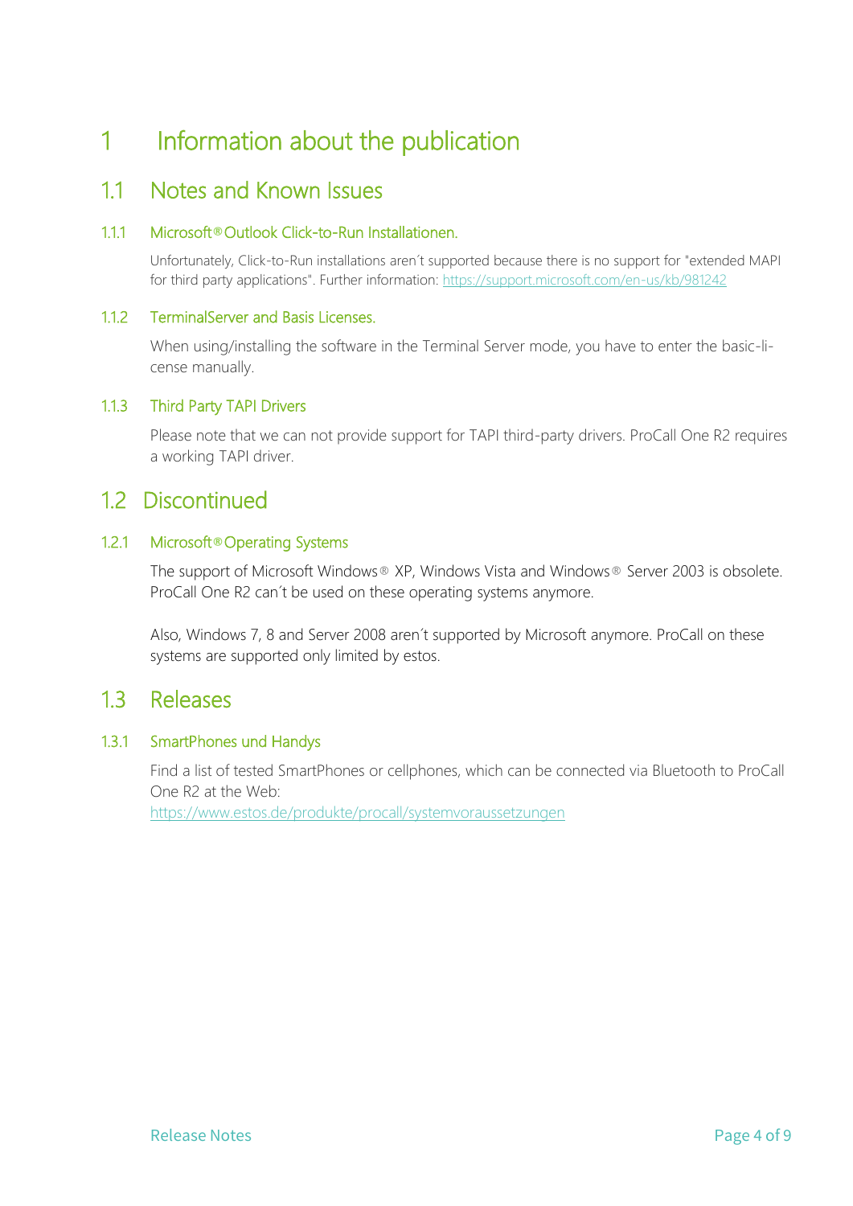# 1 Information about the publication

## 1.1 Notes and Known Issues

### 1.1.1 Microsoft® Outlook Click-to-Run Installationen.

Unfortunately, Click-to-Run installations aren´t supported because there is no support for "extended MAPI for third party applications". Further information: https://support.microsoft.com/en-us/kb/981242

### 1.1.2 TerminalServer and Basis Licenses.

When using/installing the software in the Terminal Server mode, you have to enter the basic-license manually.

### 1.1.3 Third Party TAPI Drivers

Please note that we can not provide support for TAPI third-party drivers. ProCall One R2 requires a working TAPI driver.

## 1.2 Discontinued

### 1.2.1 Microsoft® Operating Systems

The support of Microsoft Windows® XP, Windows Vista and Windows® Server 2003 is obsolete. ProCall One R2 can´t be used on these operating systems anymore.

Also, Windows 7, 8 and Server 2008 aren´t supported by Microsoft anymore. ProCall on these systems are supported only limited by estos.

## 1.3 Releases

### 1.3.1 SmartPhones und Handys

Find a list of tested SmartPhones or cellphones, which can be connected via Bluetooth to ProCall One R2 at the Web:
https://www.estos.de/produkte/procall/systemvoraussetzungen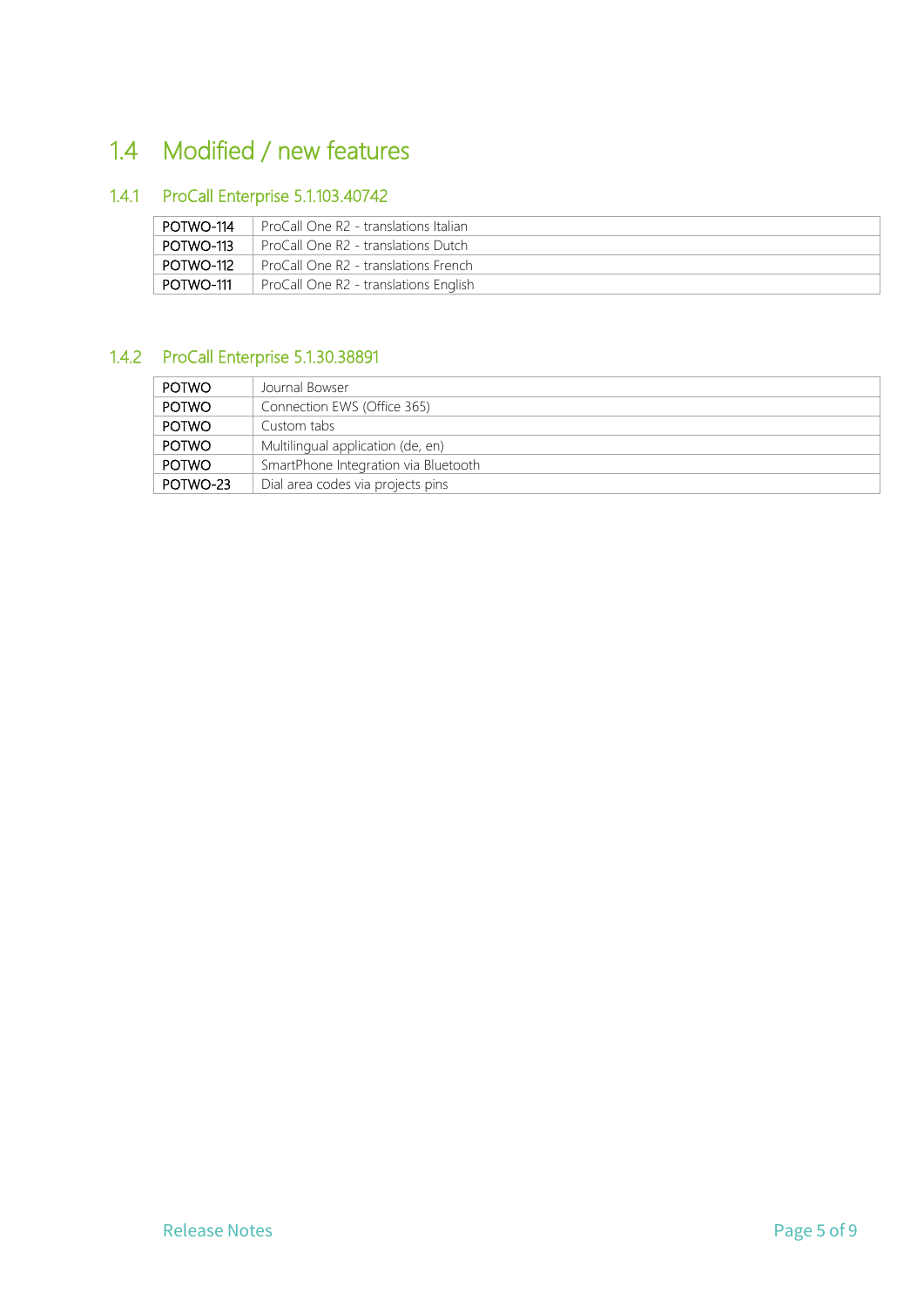## 1.4 Modified / new features

### 1.4.1 ProCall Enterprise 5.1.103.40742

| POTWO-114 | ProCall One R2 - translations Italian |
|---|---|
| POTWO-113 | ProCall One R2 - translations Dutch |
| POTWO-112 | ProCall One R2 - translations French |
| POTWO-111 | ProCall One R2 - translations English |

### 1.4.2 ProCall Enterprise 5.1.30.38891

| POTWO | Journal Bowser |
|---|---|
| POTWO | Connection EWS (Office 365) |
| POTWO | Custom tabs |
| POTWO | Multilingual application (de, en) |
| POTWO | SmartPhone Integration via Bluetooth |
| POTWO-23 | Dial area codes via projects pins |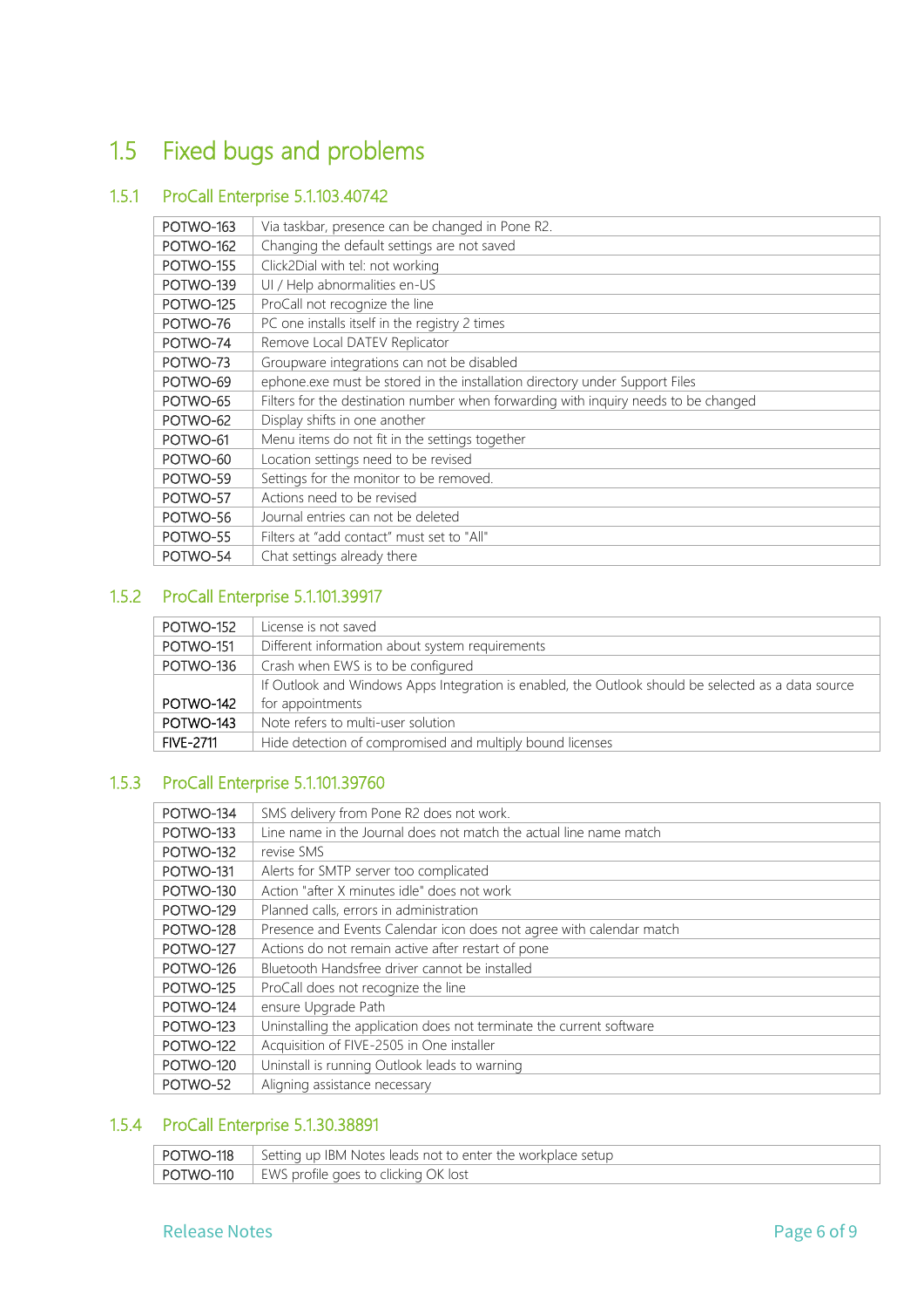## 1.5 Fixed bugs and problems

### 1.5.1 ProCall Enterprise 5.1.103.40742

| | |
|---|---|
| POTWO-163 | Via taskbar, presence can be changed in Pone R2. |
| POTWO-162 | Changing the default settings are not saved |
| POTWO-155 | Click2Dial with tel: not working |
| POTWO-139 | UI / Help abnormalities en-US |
| POTWO-125 | ProCall not recognize the line |
| POTWO-76 | PC one installs itself in the registry 2 times |
| POTWO-74 | Remove Local DATEV Replicator |
| POTWO-73 | Groupware integrations can not be disabled |
| POTWO-69 | ephone.exe must be stored in the installation directory under Support Files |
| POTWO-65 | Filters for the destination number when forwarding with inquiry needs to be changed |
| POTWO-62 | Display shifts in one another |
| POTWO-61 | Menu items do not fit in the settings together |
| POTWO-60 | Location settings need to be revised |
| POTWO-59 | Settings for the monitor to be removed. |
| POTWO-57 | Actions need to be revised |
| POTWO-56 | Journal entries can not be deleted |
| POTWO-55 | Filters at "add contact" must set to "All" |
| POTWO-54 | Chat settings already there |

### 1.5.2 ProCall Enterprise 5.1.101.39917

| | |
|---|---|
| POTWO-152 | License is not saved |
| POTWO-151 | Different information about system requirements |
| POTWO-136 | Crash when EWS is to be configured |
| POTWO-142 | If Outlook and Windows Apps Integration is enabled, the Outlook should be selected as a data source for appointments |
| POTWO-143 | Note refers to multi-user solution |
| FIVE-2711 | Hide detection of compromised and multiply bound licenses |

### 1.5.3 ProCall Enterprise 5.1.101.39760

| | |
|---|---|
| POTWO-134 | SMS delivery from Pone R2 does not work. |
| POTWO-133 | Line name in the Journal does not match the actual line name match |
| POTWO-132 | revise SMS |
| POTWO-131 | Alerts for SMTP server too complicated |
| POTWO-130 | Action "after X minutes idle" does not work |
| POTWO-129 | Planned calls, errors in administration |
| POTWO-128 | Presence and Events Calendar icon does not agree with calendar match |
| POTWO-127 | Actions do not remain active after restart of pone |
| POTWO-126 | Bluetooth Handsfree driver cannot be installed |
| POTWO-125 | ProCall does not recognize the line |
| POTWO-124 | ensure Upgrade Path |
| POTWO-123 | Uninstalling the application does not terminate the current software |
| POTWO-122 | Acquisition of FIVE-2505 in One installer |
| POTWO-120 | Uninstall is running Outlook leads to warning |
| POTWO-52 | Aligning assistance necessary |

### 1.5.4 ProCall Enterprise 5.1.30.38891

| | |
|---|---|
| POTWO-118 | Setting up IBM Notes leads not to enter the workplace setup |
| POTWO-110 | EWS profile goes to clicking OK lost |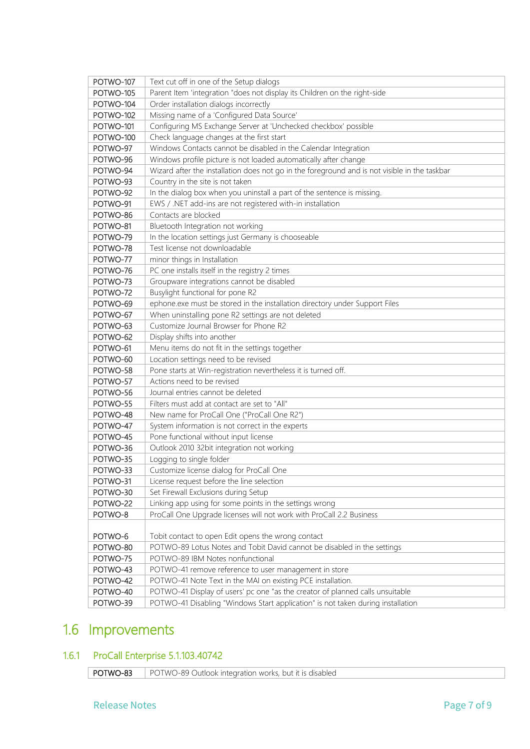| | |
|---|---|
| POTWO-107 | Text cut off in one of the Setup dialogs |
| POTWO-105 | Parent Item 'integration "does not display its Children on the right-side |
| POTWO-104 | Order installation dialogs incorrectly |
| POTWO-102 | Missing name of a 'Configured Data Source' |
| POTWO-101 | Configuring MS Exchange Server at 'Unchecked checkbox' possible |
| POTWO-100 | Check language changes at the first start |
| POTWO-97 | Windows Contacts cannot be disabled in the Calendar Integration |
| POTWO-96 | Windows profile picture is not loaded automatically after change |
| POTWO-94 | Wizard after the installation does not go in the foreground and is not visible in the taskbar |
| POTWO-93 | Country in the site is not taken |
| POTWO-92 | In the dialog box when you uninstall a part of the sentence is missing. |
| POTWO-91 | EWS / .NET add-ins are not registered with-in installation |
| POTWO-86 | Contacts are blocked |
| POTWO-81 | Bluetooth Integration not working |
| POTWO-79 | In the location settings just Germany is chooseable |
| POTWO-78 | Test license not downloadable |
| POTWO-77 | minor things in Installation |
| POTWO-76 | PC one installs itself in the registry 2 times |
| POTWO-73 | Groupware integrations cannot be disabled |
| POTWO-72 | Busylight functional for pone R2 |
| POTWO-69 | ephone.exe must be stored in the installation directory under Support Files |
| POTWO-67 | When uninstalling pone R2 settings are not deleted |
| POTWO-63 | Customize Journal Browser for Phone R2 |
| POTWO-62 | Display shifts into another |
| POTWO-61 | Menu items do not fit in the settings together |
| POTWO-60 | Location settings need to be revised |
| POTWO-58 | Pone starts at Win-registration nevertheless it is turned off. |
| POTWO-57 | Actions need to be revised |
| POTWO-56 | Journal entries cannot be deleted |
| POTWO-55 | Filters must add at contact are set to "All" |
| POTWO-48 | New name for ProCall One ("ProCall One R2") |
| POTWO-47 | System information is not correct in the experts |
| POTWO-45 | Pone functional without input license |
| POTWO-36 | Outlook 2010 32bit integration not working |
| POTWO-35 | Logging to single folder |
| POTWO-33 | Customize license dialog for ProCall One |
| POTWO-31 | License request before the line selection |
| POTWO-30 | Set Firewall Exclusions during Setup |
| POTWO-22 | Linking app using for some points in the settings wrong |
| POTWO-8 | ProCall One Upgrade licenses will not work with ProCall 2.2 Business |
| POTWO-6 | Tobit contact to open Edit opens the wrong contact |
| POTWO-80 | POTWO-89 Lotus Notes and Tobit David cannot be disabled in the settings |
| POTWO-75 | POTWO-89 IBM Notes nonfunctional |
| POTWO-43 | POTWO-41 remove reference to user management in store |
| POTWO-42 | POTWO-41 Note Text in the MAI on existing PCE installation. |
| POTWO-40 | POTWO-41 Display of users' pc one "as the creator of planned calls unsuitable |
| POTWO-39 | POTWO-41 Disabling "Windows Start application" is not taken during installation |

## 1.6 Improvements

### 1.6.1 ProCall Enterprise 5.1.103.40742

| | |
|---|---|
| POTWO-83 | POTWO-89 Outlook integration works, but it is disabled |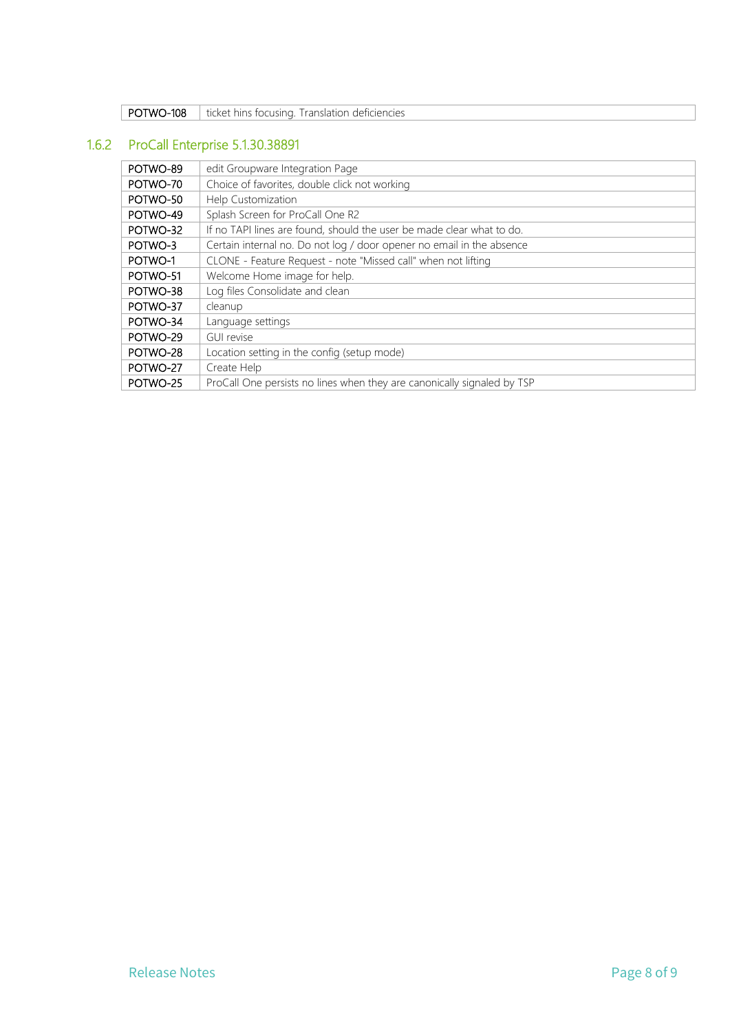| POTWO-108 | ticket hins focusing. Translation deficiencies |
|---|---|

### 1.6.2 ProCall Enterprise 5.1.30.38891

| POTWO-89 | edit Groupware Integration Page |
|---|---|
| POTWO-70 | Choice of favorites, double click not working |
| POTWO-50 | Help Customization |
| POTWO-49 | Splash Screen for ProCall One R2 |
| POTWO-32 | If no TAPI lines are found, should the user be made clear what to do. |
| POTWO-3 | Certain internal no. Do not log / door opener no email in the absence |
| POTWO-1 | CLONE - Feature Request - note "Missed call" when not lifting |
| POTWO-51 | Welcome Home image for help. |
| POTWO-38 | Log files Consolidate and clean |
| POTWO-37 | cleanup |
| POTWO-34 | Language settings |
| POTWO-29 | GUI revise |
| POTWO-28 | Location setting in the config (setup mode) |
| POTWO-27 | Create Help |
| POTWO-25 | ProCall One persists no lines when they are canonically signaled by TSP |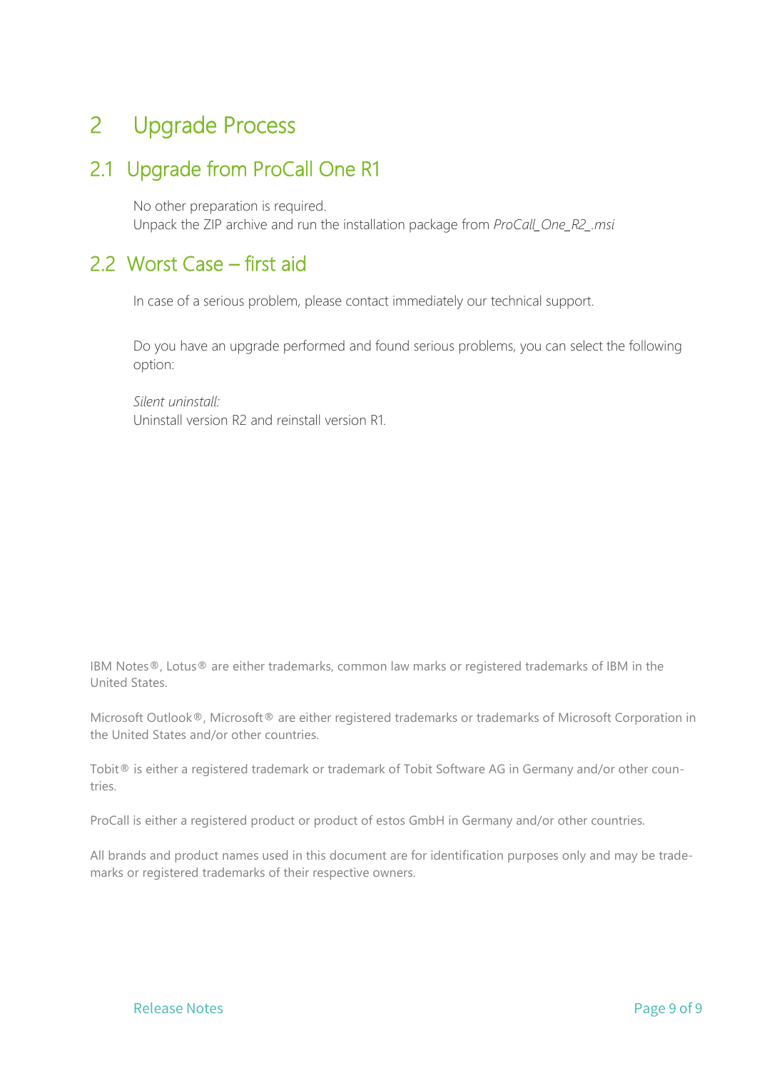# 2 Upgrade Process

## 2.1 Upgrade from ProCall One R1

No other preparation is required.
Unpack the ZIP archive and run the installation package from *ProCall_One_R2_.msi*

## 2.2 Worst Case – first aid

In case of a serious problem, please contact immediately our technical support.

Do you have an upgrade performed and found serious problems, you can select the following option:

*Silent uninstall:*
Uninstall version R2 and reinstall version R1.

IBM Notes®, Lotus® are either trademarks, common law marks or registered trademarks of IBM in the United States.

Microsoft Outlook®, Microsoft® are either registered trademarks or trademarks of Microsoft Corporation in the United States and/or other countries.

Tobit® is either a registered trademark or trademark of Tobit Software AG in Germany and/or other countries.

ProCall is either a registered product or product of estos GmbH in Germany and/or other countries.

All brands and product names used in this document are for identification purposes only and may be trademarks or registered trademarks of their respective owners.